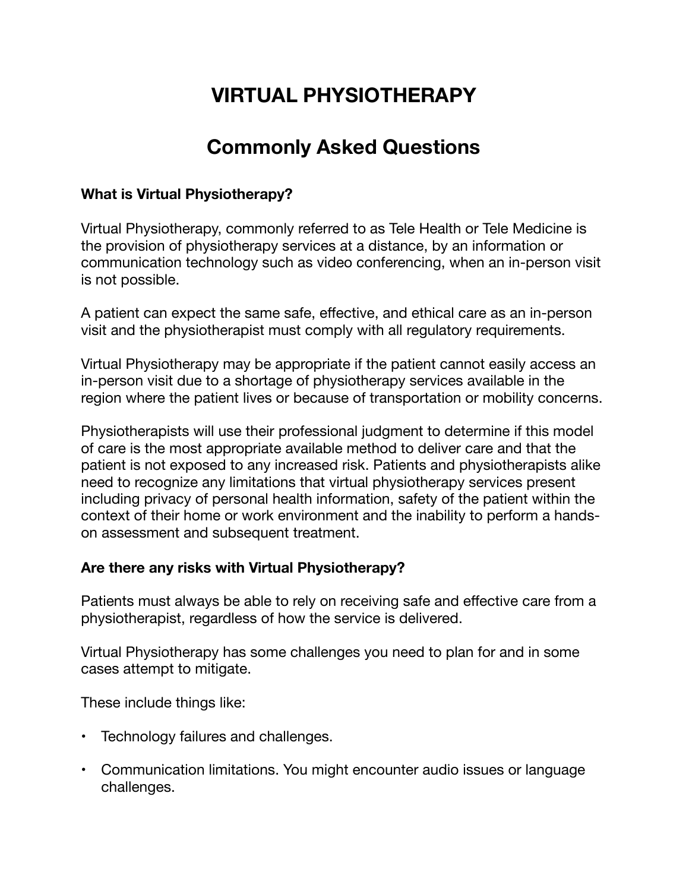# VIRTUAL PHYSIOTHERAPY

## Commonly Asked Questions

### What is Virtual Physiotherapy?

Virtual Physiotherapy, commonly referred to as Tele Health or Tele Medicine is the provision of physiotherapy services at a distance, by an information or communication technology such as video conferencing, when an in-person visit is not possible.

A patient can expect the same safe, effective, and ethical care as an in-person visit and the physiotherapist must comply with all regulatory requirements.

Virtual Physiotherapy may be appropriate if the patient cannot easily access an in-person visit due to a shortage of physiotherapy services available in the region where the patient lives or because of transportation or mobility concerns.

Physiotherapists will use their professional judgment to determine if this model of care is the most appropriate available method to deliver care and that the patient is not exposed to any increased risk. Patients and physiotherapists alike need to recognize any limitations that virtual physiotherapy services present including privacy of personal health information, safety of the patient within the context of their home or work environment and the inability to perform a hands-on assessment and subsequent treatment.

### Are there any risks with Virtual Physiotherapy?

Patients must always be able to rely on receiving safe and effective care from a physiotherapist, regardless of how the service is delivered.

Virtual Physiotherapy has some challenges you need to plan for and in some cases attempt to mitigate.

These include things like:

- Technology failures and challenges.
- Communication limitations. You might encounter audio issues or language challenges.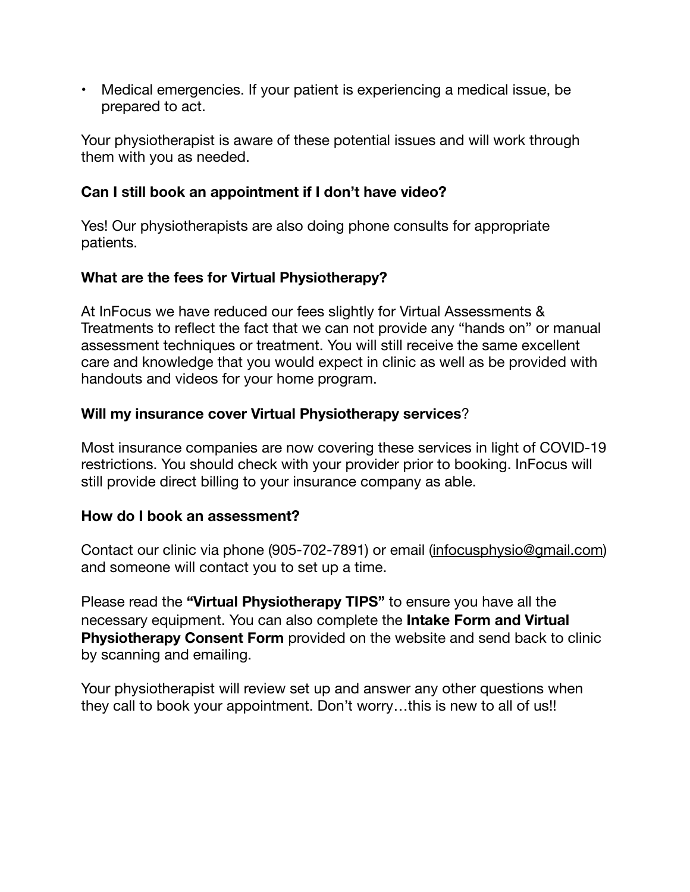- Medical emergencies. If your patient is experiencing a medical issue, be prepared to act.

Your physiotherapist is aware of these potential issues and will work through them with you as needed.

**Can I still book an appointment if I don't have video?**

Yes! Our physiotherapists are also doing phone consults for appropriate patients.

**What are the fees for Virtual Physiotherapy?**

At InFocus we have reduced our fees slightly for Virtual Assessments & Treatments to reflect the fact that we can not provide any "hands on" or manual assessment techniques or treatment. You will still receive the same excellent care and knowledge that you would expect in clinic as well as be provided with handouts and videos for your home program.

**Will my insurance cover Virtual Physiotherapy services**?

Most insurance companies are now covering these services in light of COVID-19 restrictions. You should check with your provider prior to booking. InFocus will still provide direct billing to your insurance company as able.

**How do I book an assessment?**

Contact our clinic via phone (905-702-7891) or email (infocusphysio@gmail.com) and someone will contact you to set up a time.

Please read the **"Virtual Physiotherapy TIPS"** to ensure you have all the necessary equipment. You can also complete the **Intake Form and Virtual Physiotherapy Consent Form** provided on the website and send back to clinic by scanning and emailing.

Your physiotherapist will review set up and answer any other questions when they call to book your appointment. Don't worry…this is new to all of us!!